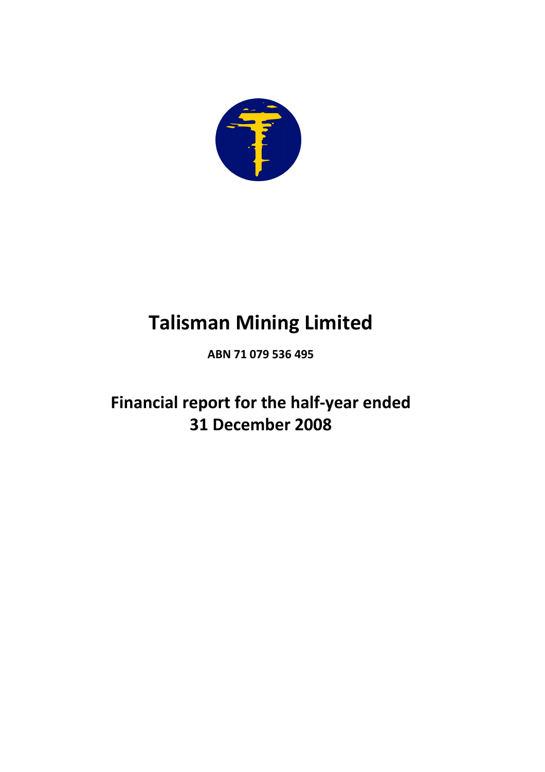# Talisman Mining Limited

**ABN 71 079 536 495**

## Financial report for the half-year ended 31 December 2008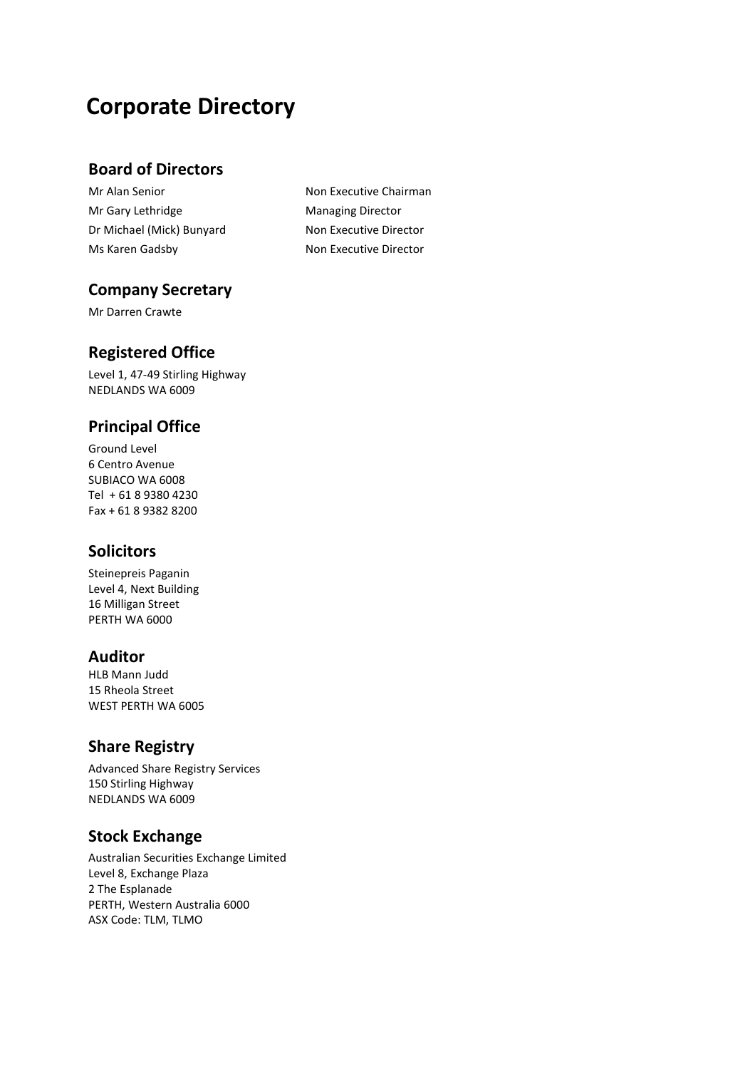# Corporate Directory

## Board of Directors

| | |
|---|---|
| Mr Alan Senior | Non Executive Chairman |
| Mr Gary Lethridge | Managing Director |
| Dr Michael (Mick) Bunyard | Non Executive Director |
| Ms Karen Gadsby | Non Executive Director |

## Company Secretary

Mr Darren Crawte

## Registered Office

Level 1, 47-49 Stirling Highway
NEDLANDS WA 6009

## Principal Office

Ground Level
6 Centro Avenue
SUBIACO WA 6008
Tel + 61 8 9380 4230
Fax + 61 8 9382 8200

## Solicitors

Steinepreis Paganin
Level 4, Next Building
16 Milligan Street
PERTH WA 6000

## Auditor

HLB Mann Judd
15 Rheola Street
WEST PERTH WA 6005

## Share Registry

Advanced Share Registry Services
150 Stirling Highway
NEDLANDS WA 6009

## Stock Exchange

Australian Securities Exchange Limited
Level 8, Exchange Plaza
2 The Esplanade
PERTH, Western Australia 6000
ASX Code: TLM, TLMO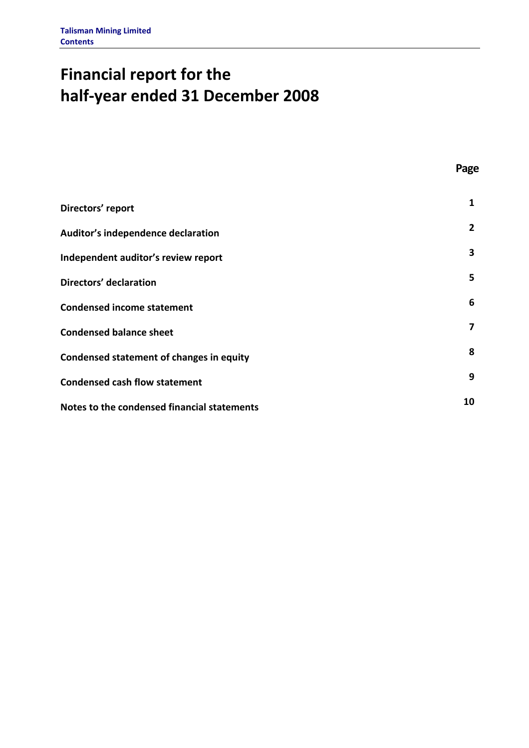# Financial report for the half-year ended 31 December 2008

| | Page |
|---|---|
| **Directors' report** | **1** |
| **Auditor's independence declaration** | **2** |
| **Independent auditor's review report** | **3** |
| **Directors' declaration** | **5** |
| **Condensed income statement** | **6** |
| **Condensed balance sheet** | **7** |
| **Condensed statement of changes in equity** | **8** |
| **Condensed cash flow statement** | **9** |
| **Notes to the condensed financial statements** | **10** |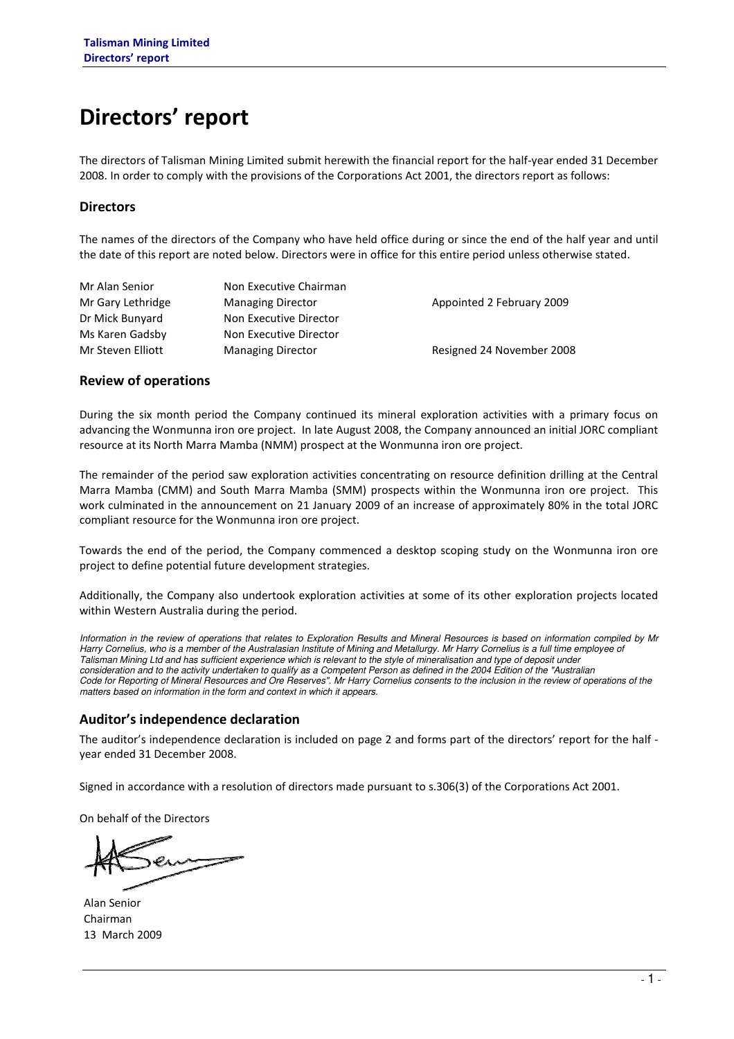# Directors' report

The directors of Talisman Mining Limited submit herewith the financial report for the half-year ended 31 December 2008. In order to comply with the provisions of the Corporations Act 2001, the directors report as follows:

## Directors

The names of the directors of the Company who have held office during or since the end of the half year and until the date of this report are noted below. Directors were in office for this entire period unless otherwise stated.

| | | |
|---|---|---|
| Mr Alan Senior | Non Executive Chairman | |
| Mr Gary Lethridge | Managing Director | Appointed 2 February 2009 |
| Dr Mick Bunyard | Non Executive Director | |
| Ms Karen Gadsby | Non Executive Director | |
| Mr Steven Elliott | Managing Director | Resigned 24 November 2008 |

## Review of operations

During the six month period the Company continued its mineral exploration activities with a primary focus on advancing the Wonmunna iron ore project. In late August 2008, the Company announced an initial JORC compliant resource at its North Marra Mamba (NMM) prospect at the Wonmunna iron ore project.

The remainder of the period saw exploration activities concentrating on resource definition drilling at the Central Marra Mamba (CMM) and South Marra Mamba (SMM) prospects within the Wonmunna iron ore project. This work culminated in the announcement on 21 January 2009 of an increase of approximately 80% in the total JORC compliant resource for the Wonmunna iron ore project.

Towards the end of the period, the Company commenced a desktop scoping study on the Wonmunna iron ore project to define potential future development strategies.

Additionally, the Company also undertook exploration activities at some of its other exploration projects located within Western Australia during the period.

*Information in the review of operations that relates to Exploration Results and Mineral Resources is based on information compiled by Mr Harry Cornelius, who is a member of the Australasian Institute of Mining and Metallurgy. Mr Harry Cornelius is a full time employee of Talisman Mining Ltd and has sufficient experience which is relevant to the style of mineralisation and type of deposit under consideration and to the activity undertaken to qualify as a Competent Person as defined in the 2004 Edition of the "Australian Code for Reporting of Mineral Resources and Ore Reserves". Mr Harry Cornelius consents to the inclusion in the review of operations of the matters based on information in the form and context in which it appears.*

## Auditor's independence declaration

The auditor's independence declaration is included on page 2 and forms part of the directors' report for the half - year ended 31 December 2008.

Signed in accordance with a resolution of directors made pursuant to s.306(3) of the Corporations Act 2001.

On behalf of the Directors

Alan Senior
Chairman
13 March 2009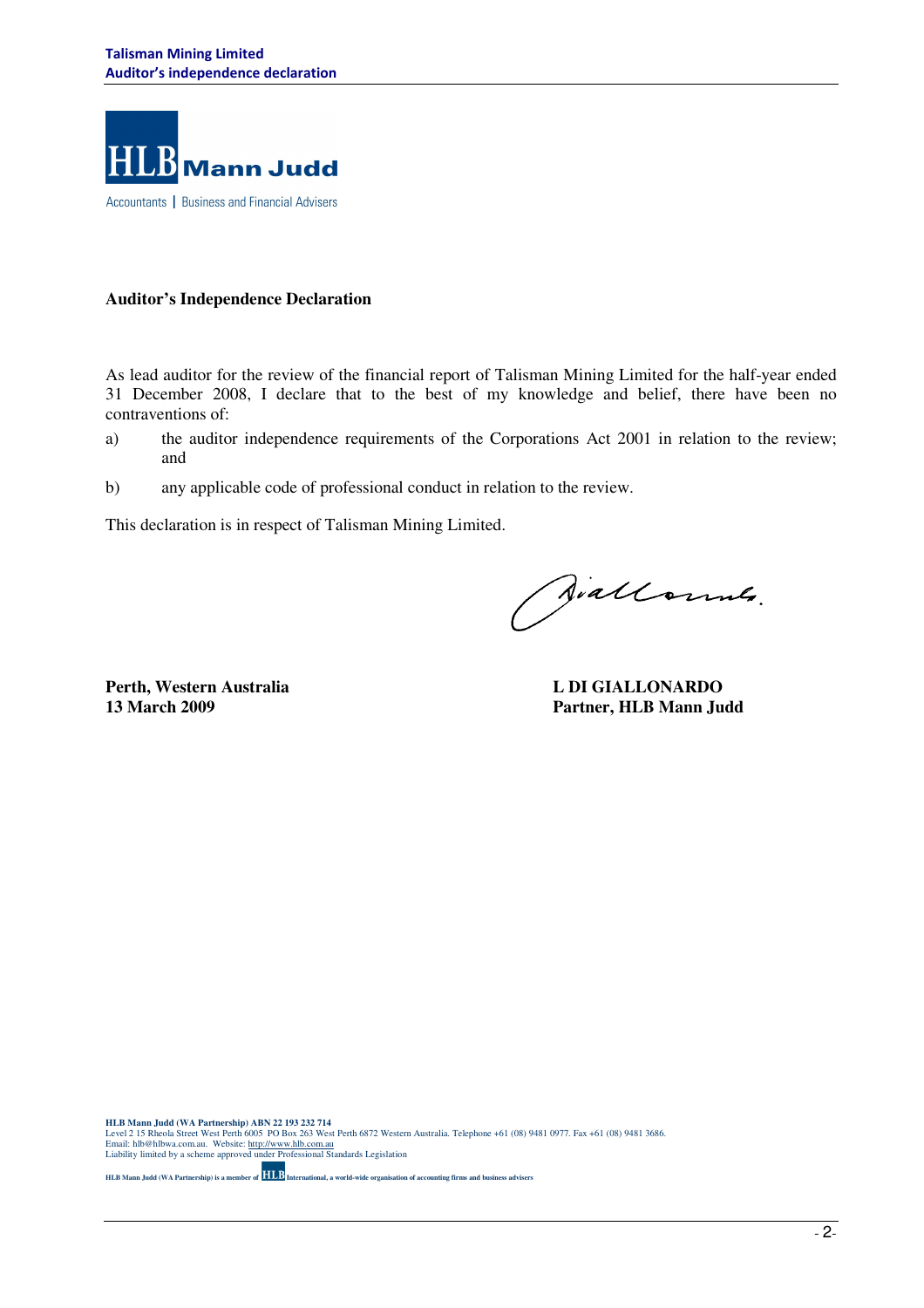HLB Mann Judd

Accountants | Business and Financial Advisers

**Auditor's Independence Declaration**

As lead auditor for the review of the financial report of Talisman Mining Limited for the half-year ended 31 December 2008, I declare that to the best of my knowledge and belief, there have been no contraventions of:

a) the auditor independence requirements of the Corporations Act 2001 in relation to the review; and

b) any applicable code of professional conduct in relation to the review.

This declaration is in respect of Talisman Mining Limited.

**Perth, Western Australia**
**13 March 2009**

**L DI GIALLONARDO**
**Partner, HLB Mann Judd**

**HLB Mann Judd (WA Partnership) ABN 22 193 232 714**
Level 2 15 Rheola Street West Perth 6005 PO Box 263 West Perth 6872 Western Australia. Telephone +61 (08) 9481 0977. Fax +61 (08) 9481 3686.
Email: hlb@hlbwa.com.au. Website: http://www.hlb.com.au
Liability limited by a scheme approved under Professional Standards Legislation

**HLB Mann Judd (WA Partnership) is a member of HLB International, a world-wide organisation of accounting firms and business advisers**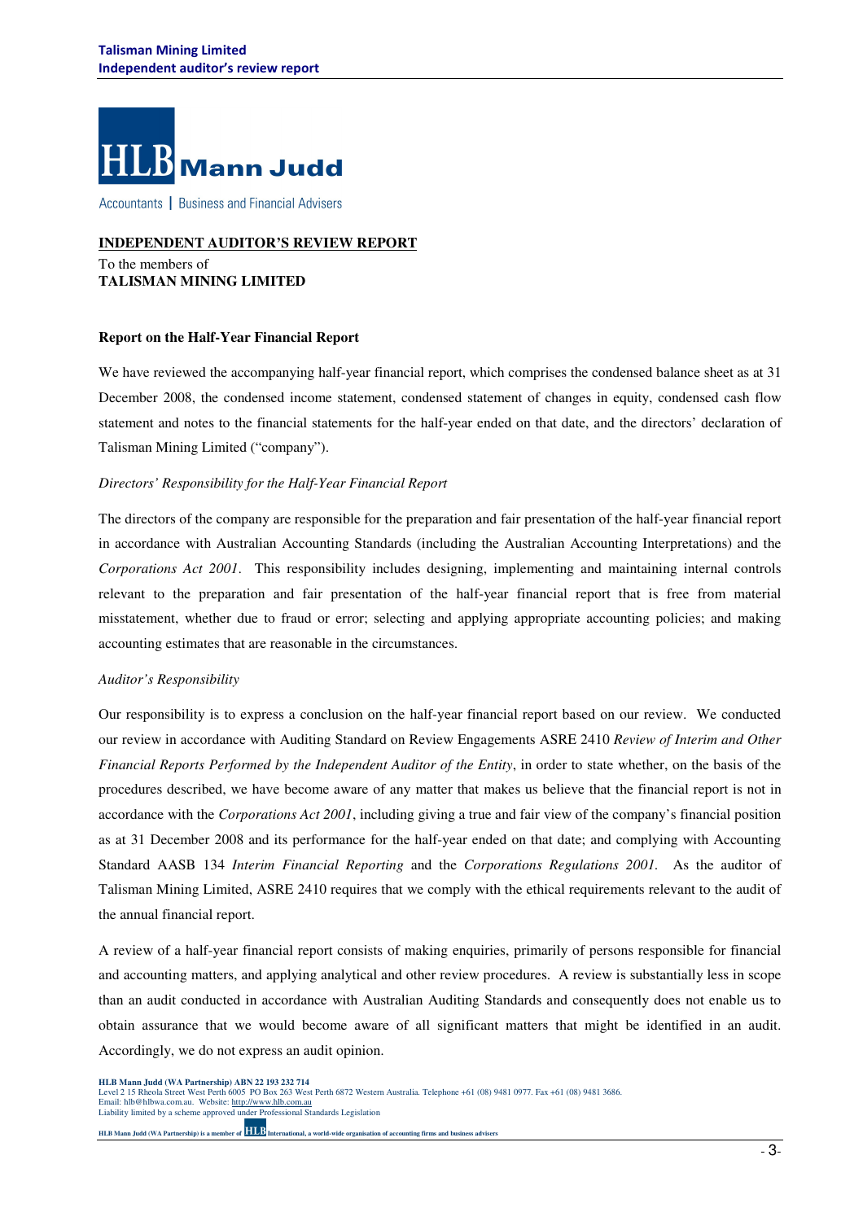HLB Mann Judd

Accountants | Business and Financial Advisers

## INDEPENDENT AUDITOR'S REVIEW REPORT

To the members of
**TALISMAN MINING LIMITED**

### Report on the Half-Year Financial Report

We have reviewed the accompanying half-year financial report, which comprises the condensed balance sheet as at 31 December 2008, the condensed income statement, condensed statement of changes in equity, condensed cash flow statement and notes to the financial statements for the half-year ended on that date, and the directors' declaration of Talisman Mining Limited ("company").

*Directors' Responsibility for the Half-Year Financial Report*

The directors of the company are responsible for the preparation and fair presentation of the half-year financial report in accordance with Australian Accounting Standards (including the Australian Accounting Interpretations) and the *Corporations Act 2001*. This responsibility includes designing, implementing and maintaining internal controls relevant to the preparation and fair presentation of the half-year financial report that is free from material misstatement, whether due to fraud or error; selecting and applying appropriate accounting policies; and making accounting estimates that are reasonable in the circumstances.

*Auditor's Responsibility*

Our responsibility is to express a conclusion on the half-year financial report based on our review. We conducted our review in accordance with Auditing Standard on Review Engagements ASRE 2410 *Review of Interim and Other Financial Reports Performed by the Independent Auditor of the Entity*, in order to state whether, on the basis of the procedures described, we have become aware of any matter that makes us believe that the financial report is not in accordance with the *Corporations Act 2001*, including giving a true and fair view of the company's financial position as at 31 December 2008 and its performance for the half-year ended on that date; and complying with Accounting Standard AASB 134 *Interim Financial Reporting* and the *Corporations Regulations 2001*. As the auditor of Talisman Mining Limited, ASRE 2410 requires that we comply with the ethical requirements relevant to the audit of the annual financial report.

A review of a half-year financial report consists of making enquiries, primarily of persons responsible for financial and accounting matters, and applying analytical and other review procedures. A review is substantially less in scope than an audit conducted in accordance with Australian Auditing Standards and consequently does not enable us to obtain assurance that we would become aware of all significant matters that might be identified in an audit. Accordingly, we do not express an audit opinion.

**HLB Mann Judd (WA Partnership) ABN 22 193 232 714**
Level 2 15 Rheola Street West Perth 6005 PO Box 263 West Perth 6872 Western Australia. Telephone +61 (08) 9481 0977. Fax +61 (08) 9481 3686.
Email: hlb@hlbwa.com.au. Website: http://www.hlb.com.au
Liability limited by a scheme approved under Professional Standards Legislation

HLB Mann Judd (WA Partnership) is a member of HLB International, a world-wide organisation of accounting firms and business advisers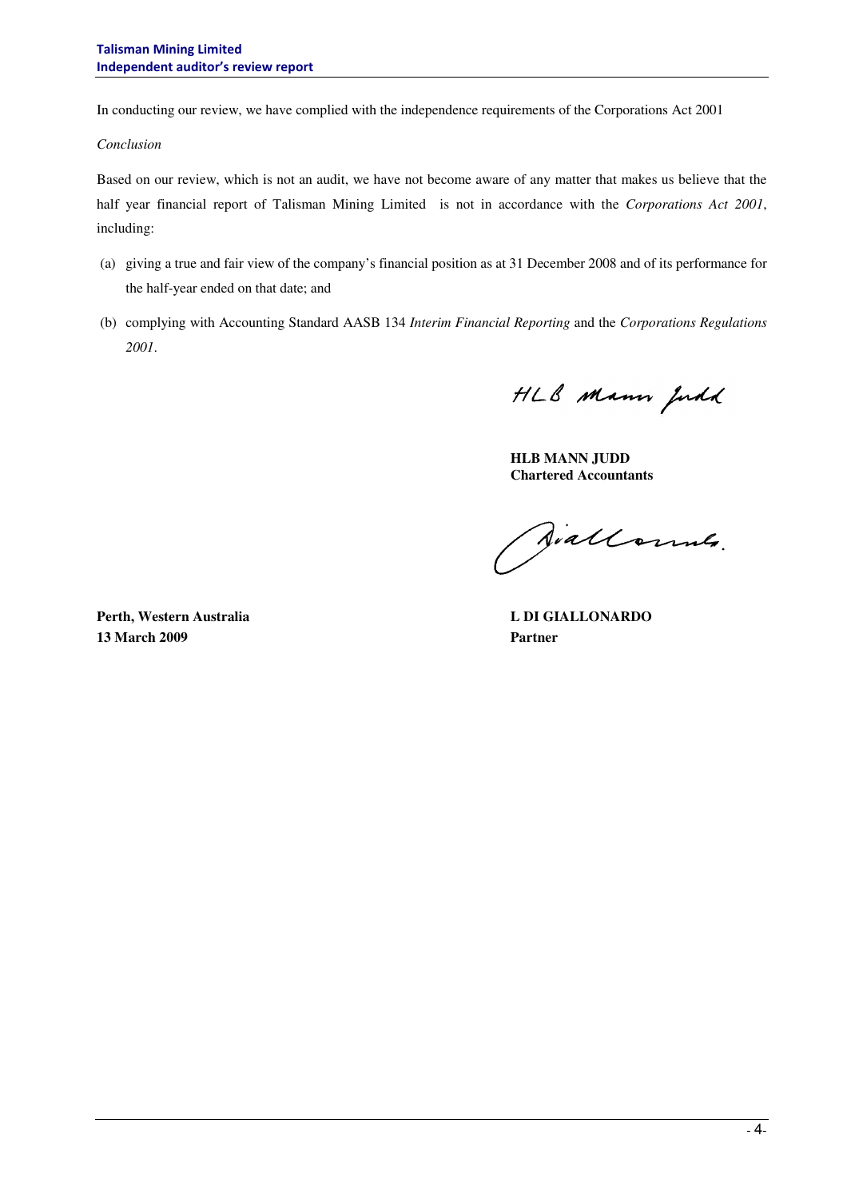In conducting our review, we have complied with the independence requirements of the Corporations Act 2001

*Conclusion*

Based on our review, which is not an audit, we have not become aware of any matter that makes us believe that the half year financial report of Talisman Mining Limited is not in accordance with the *Corporations Act 2001*, including:

(a) giving a true and fair view of the company's financial position as at 31 December 2008 and of its performance for the half-year ended on that date; and

(b) complying with Accounting Standard AASB 134 *Interim Financial Reporting* and the *Corporations Regulations 2001*.

HLB Mann Judd

**HLB MANN JUDD**
**Chartered Accountants**

Giallonardo.

**Perth, Western Australia**
**13 March 2009**

**L DI GIALLONARDO**
**Partner**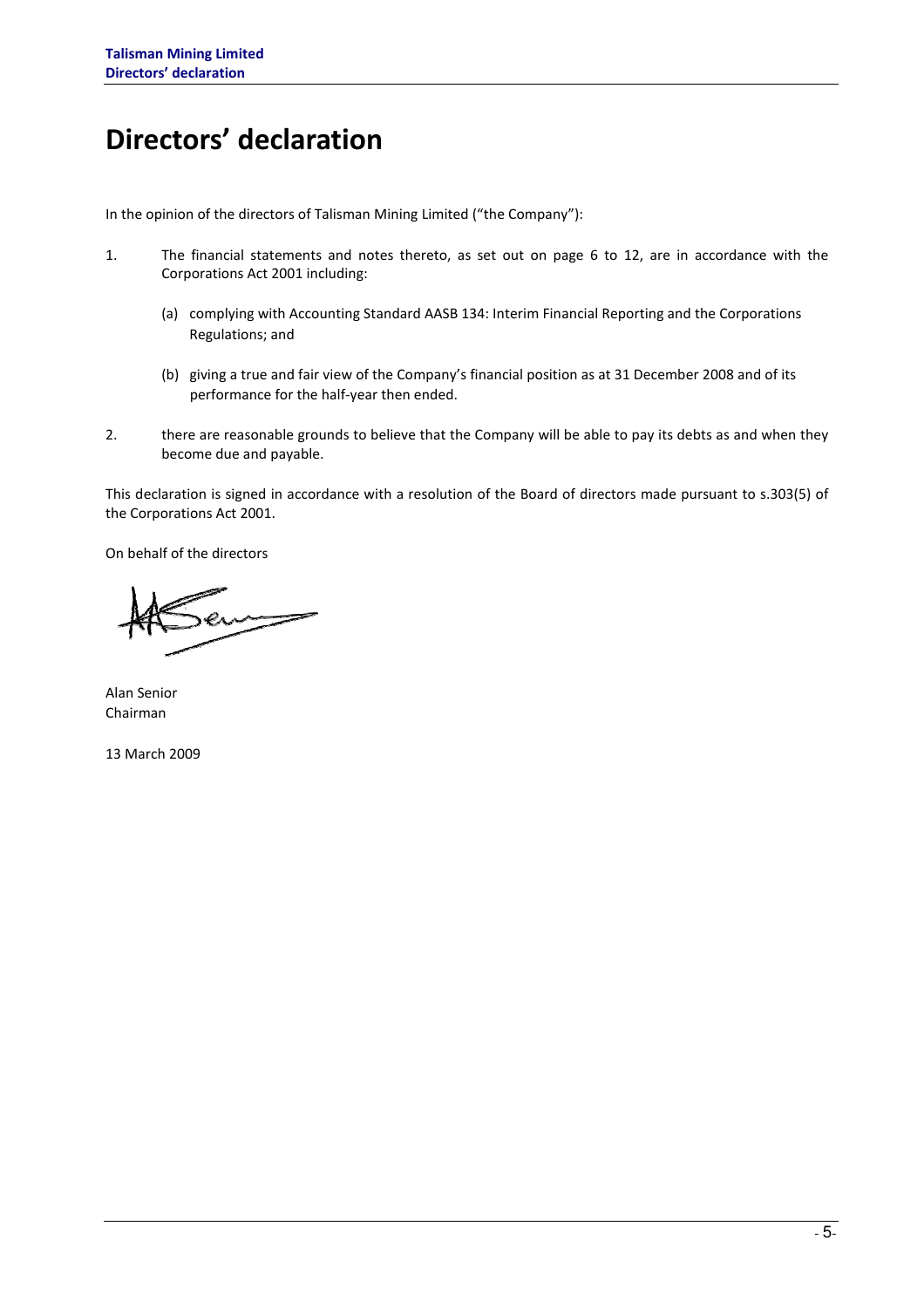# Directors' declaration

In the opinion of the directors of Talisman Mining Limited ("the Company"):

1. The financial statements and notes thereto, as set out on page 6 to 12, are in accordance with the Corporations Act 2001 including:

   (a) complying with Accounting Standard AASB 134: Interim Financial Reporting and the Corporations Regulations; and

   (b) giving a true and fair view of the Company's financial position as at 31 December 2008 and of its performance for the half-year then ended.

2. there are reasonable grounds to believe that the Company will be able to pay its debts as and when they become due and payable.

This declaration is signed in accordance with a resolution of the Board of directors made pursuant to s.303(5) of the Corporations Act 2001.

On behalf of the directors

Alan Senior
Chairman

13 March 2009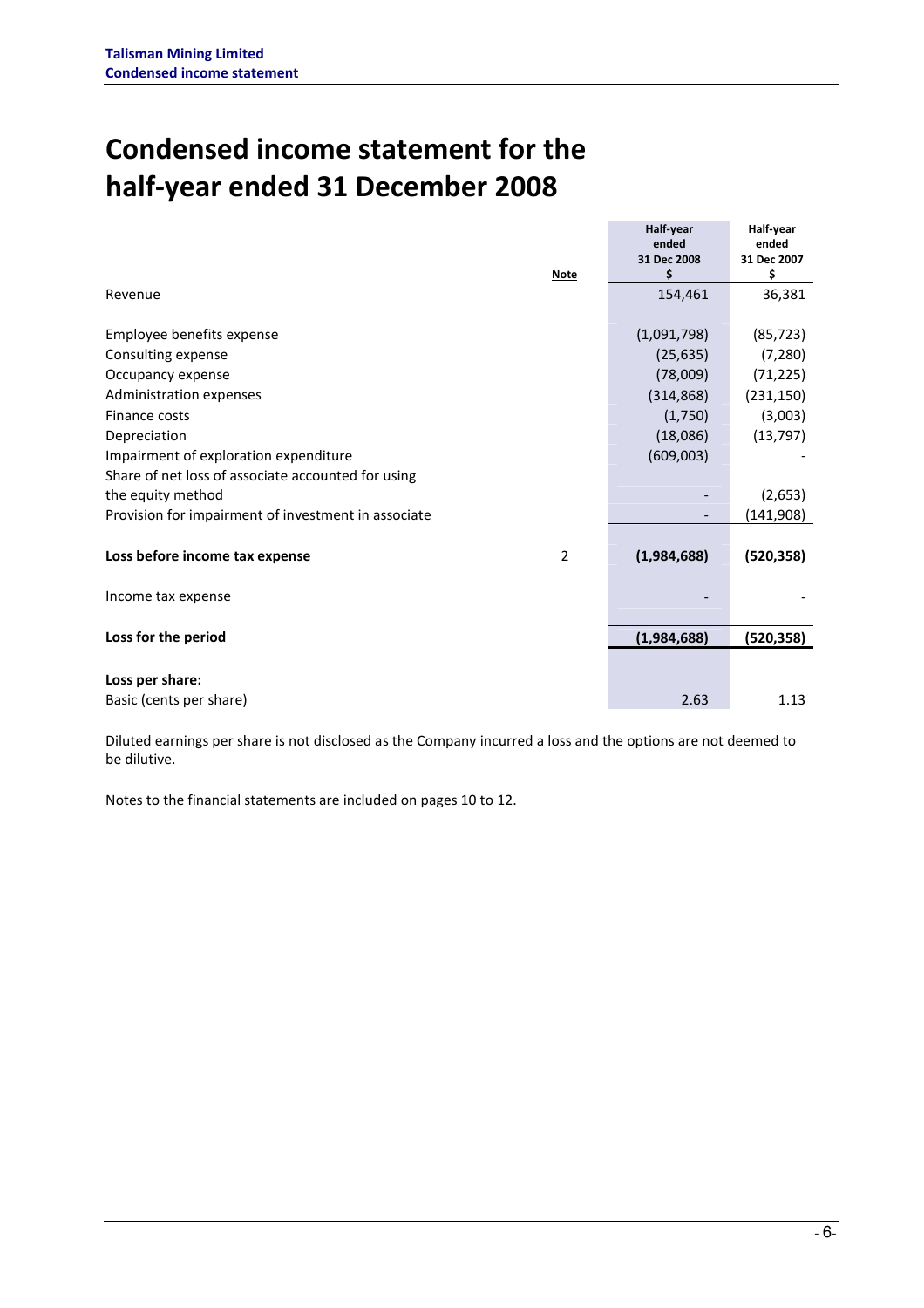# Condensed income statement for the half-year ended 31 December 2008

| | Note | Half-year ended 31 Dec 2008 $ | Half-year ended 31 Dec 2007 $ |
|---|---|---|---|
| Revenue | | 154,461 | 36,381 |
| Employee benefits expense | | (1,091,798) | (85,723) |
| Consulting expense | | (25,635) | (7,280) |
| Occupancy expense | | (78,009) | (71,225) |
| Administration expenses | | (314,868) | (231,150) |
| Finance costs | | (1,750) | (3,003) |
| Depreciation | | (18,086) | (13,797) |
| Impairment of exploration expenditure | | (609,003) | - |
| Share of net loss of associate accounted for using the equity method | | - | (2,653) |
| Provision for impairment of investment in associate | | - | (141,908) |
| **Loss before income tax expense** | 2 | **(1,984,688)** | **(520,358)** |
| Income tax expense | | - | - |
| **Loss for the period** | | **(1,984,688)** | **(520,358)** |
| **Loss per share:** | | | |
| Basic (cents per share) | | 2.63 | 1.13 |

Diluted earnings per share is not disclosed as the Company incurred a loss and the options are not deemed to be dilutive.

Notes to the financial statements are included on pages 10 to 12.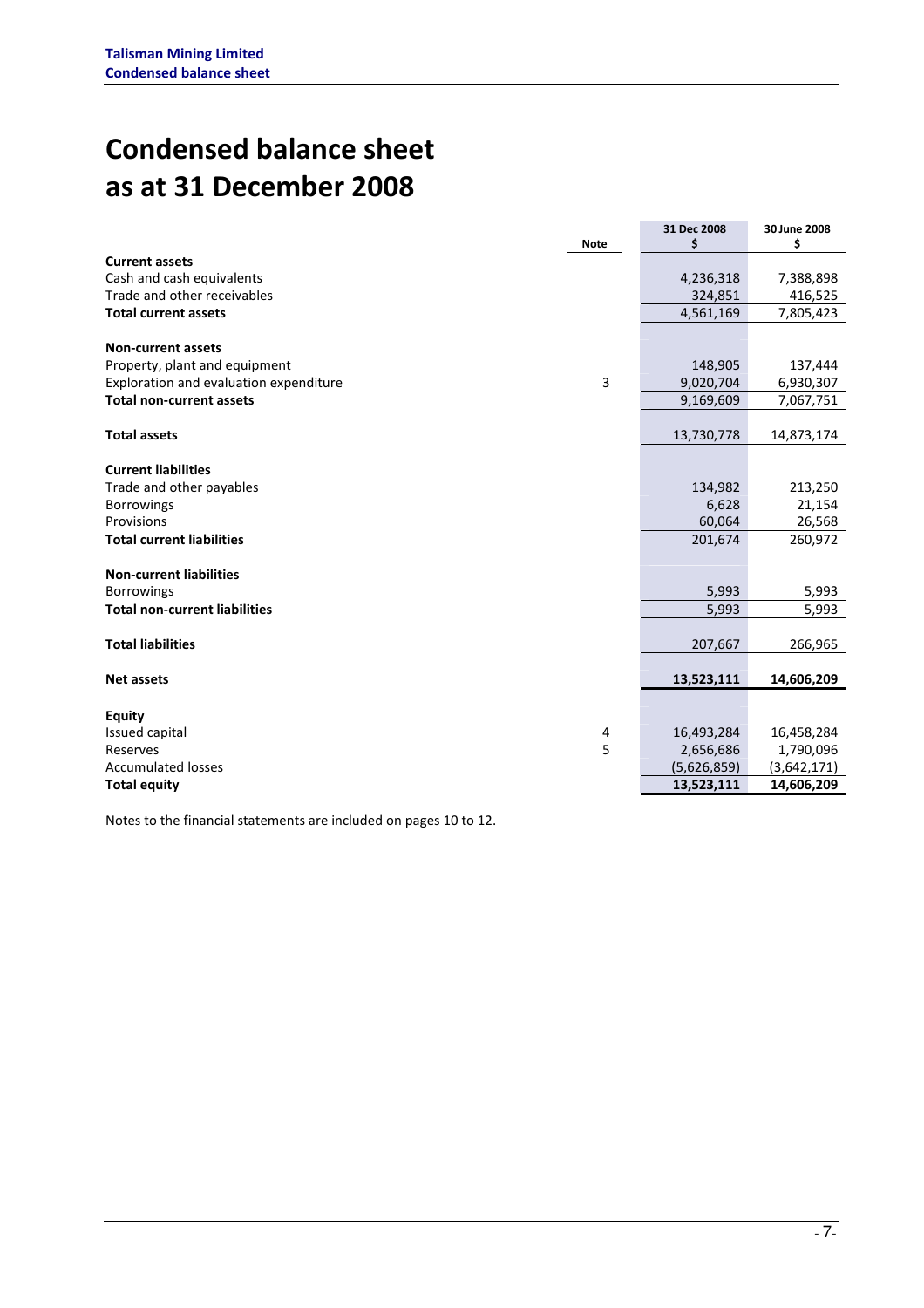# Condensed balance sheet as at 31 December 2008

| | Note | 31 Dec 2008 $ | 30 June 2008 $ |
|---|---|---|---|
| **Current assets** | | | |
| Cash and cash equivalents | | 4,236,318 | 7,388,898 |
| Trade and other receivables | | 324,851 | 416,525 |
| **Total current assets** | | 4,561,169 | 7,805,423 |
| | | | |
| **Non-current assets** | | | |
| Property, plant and equipment | | 148,905 | 137,444 |
| Exploration and evaluation expenditure | 3 | 9,020,704 | 6,930,307 |
| **Total non-current assets** | | 9,169,609 | 7,067,751 |
| | | | |
| **Total assets** | | 13,730,778 | 14,873,174 |
| | | | |
| **Current liabilities** | | | |
| Trade and other payables | | 134,982 | 213,250 |
| Borrowings | | 6,628 | 21,154 |
| Provisions | | 60,064 | 26,568 |
| **Total current liabilities** | | 201,674 | 260,972 |
| | | | |
| **Non-current liabilities** | | | |
| Borrowings | | 5,993 | 5,993 |
| **Total non-current liabilities** | | 5,993 | 5,993 |
| | | | |
| **Total liabilities** | | 207,667 | 266,965 |
| | | | |
| **Net assets** | | **13,523,111** | **14,606,209** |
| | | | |
| **Equity** | | | |
| Issued capital | 4 | 16,493,284 | 16,458,284 |
| Reserves | 5 | 2,656,686 | 1,790,096 |
| Accumulated losses | | (5,626,859) | (3,642,171) |
| **Total equity** | | **13,523,111** | **14,606,209** |

Notes to the financial statements are included on pages 10 to 12.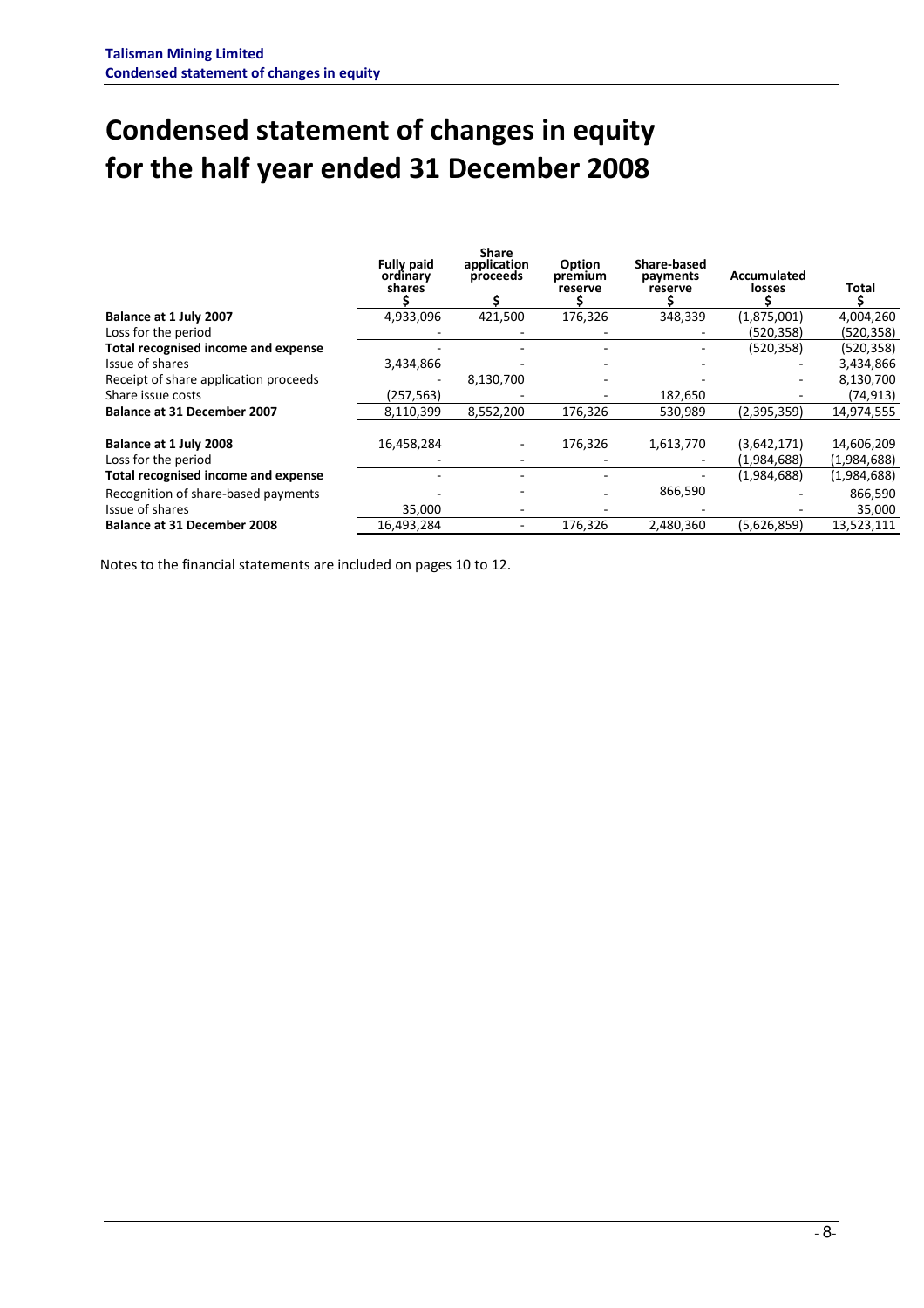# Condensed statement of changes in equity for the half year ended 31 December 2008

| | Fully paid ordinary shares $ | Share application proceeds $ | Option premium reserve $ | Share-based payments reserve $ | Accumulated losses $ | Total $ |
|---|---|---|---|---|---|---|
| **Balance at 1 July 2007** | 4,933,096 | 421,500 | 176,326 | 348,339 | (1,875,001) | 4,004,260 |
| Loss for the period | - | - | - | - | (520,358) | (520,358) |
| **Total recognised income and expense** | - | - | - | - | (520,358) | (520,358) |
| Issue of shares | 3,434,866 | - | - | - | - | 3,434,866 |
| Receipt of share application proceeds | - | 8,130,700 | - | - | - | 8,130,700 |
| Share issue costs | (257,563) | - | - | 182,650 | - | (74,913) |
| **Balance at 31 December 2007** | 8,110,399 | 8,552,200 | 176,326 | 530,989 | (2,395,359) | 14,974,555 |
| | | | | | | |
| **Balance at 1 July 2008** | 16,458,284 | - | 176,326 | 1,613,770 | (3,642,171) | 14,606,209 |
| Loss for the period | - | - | - | - | (1,984,688) | (1,984,688) |
| **Total recognised income and expense** | - | - | - | - | (1,984,688) | (1,984,688) |
| Recognition of share-based payments | - | - | - | 866,590 | - | 866,590 |
| Issue of shares | 35,000 | - | - | - | - | 35,000 |
| **Balance at 31 December 2008** | 16,493,284 | - | 176,326 | 2,480,360 | (5,626,859) | 13,523,111 |

Notes to the financial statements are included on pages 10 to 12.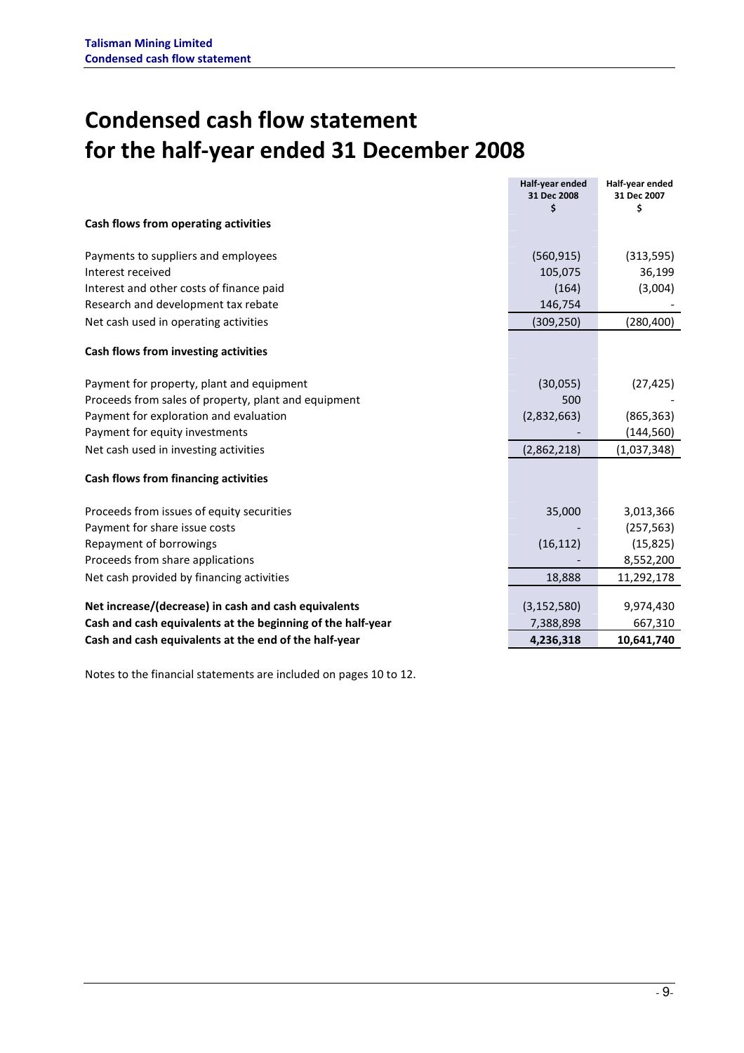# Condensed cash flow statement for the half-year ended 31 December 2008

| | Half-year ended 31 Dec 2008 $ | Half-year ended 31 Dec 2007 $ |
|---|---|---|
| **Cash flows from operating activities** | | |
| Payments to suppliers and employees | (560,915) | (313,595) |
| Interest received | 105,075 | 36,199 |
| Interest and other costs of finance paid | (164) | (3,004) |
| Research and development tax rebate | 146,754 | - |
| Net cash used in operating activities | (309,250) | (280,400) |
| **Cash flows from investing activities** | | |
| Payment for property, plant and equipment | (30,055) | (27,425) |
| Proceeds from sales of property, plant and equipment | 500 | - |
| Payment for exploration and evaluation | (2,832,663) | (865,363) |
| Payment for equity investments | - | (144,560) |
| Net cash used in investing activities | (2,862,218) | (1,037,348) |
| **Cash flows from financing activities** | | |
| Proceeds from issues of equity securities | 35,000 | 3,013,366 |
| Payment for share issue costs | - | (257,563) |
| Repayment of borrowings | (16,112) | (15,825) |
| Proceeds from share applications | - | 8,552,200 |
| Net cash provided by financing activities | 18,888 | 11,292,178 |
| **Net increase/(decrease) in cash and cash equivalents** | (3,152,580) | 9,974,430 |
| **Cash and cash equivalents at the beginning of the half-year** | 7,388,898 | 667,310 |
| **Cash and cash equivalents at the end of the half-year** | **4,236,318** | **10,641,740** |

Notes to the financial statements are included on pages 10 to 12.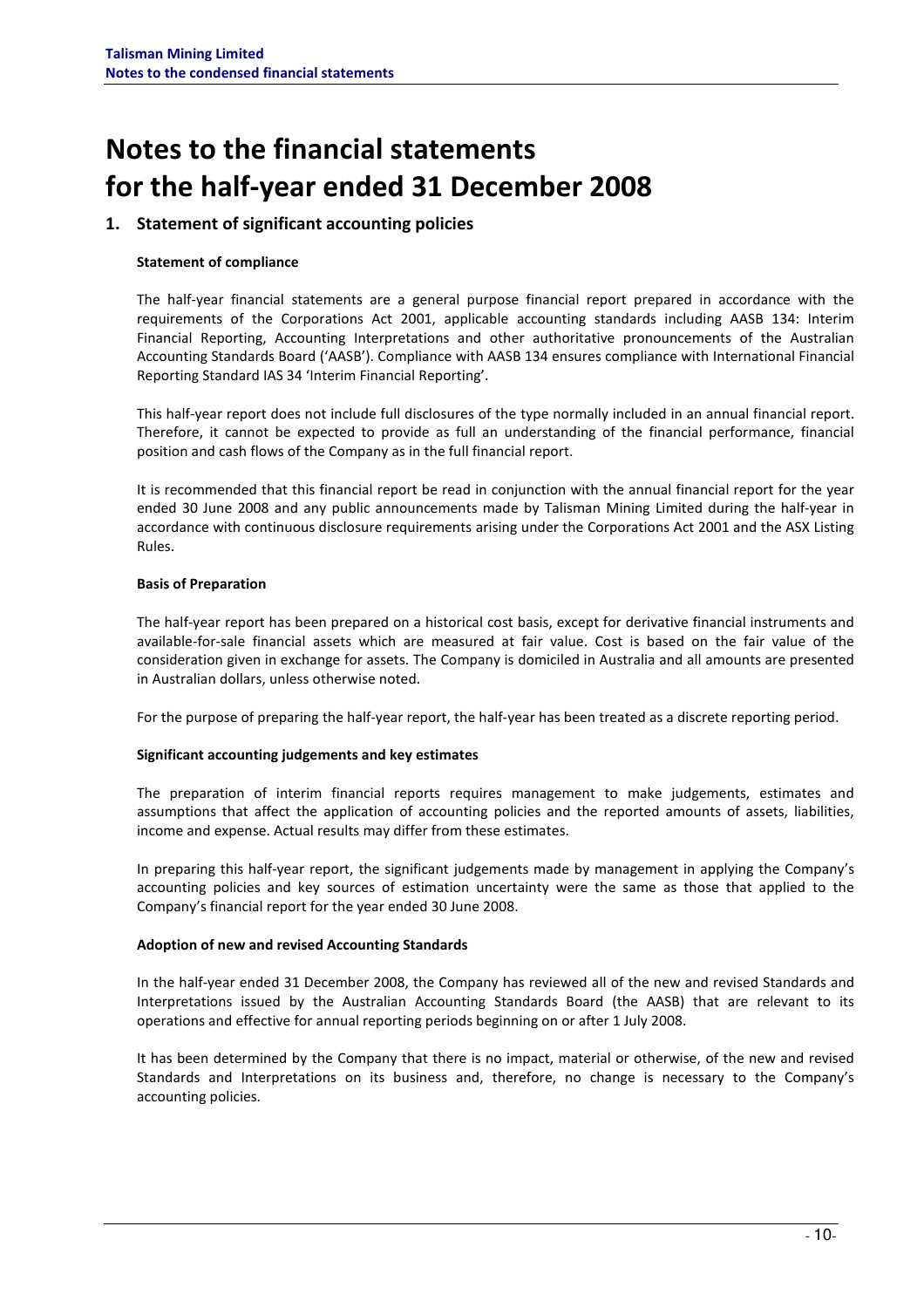# Notes to the financial statements for the half-year ended 31 December 2008

## 1. Statement of significant accounting policies

**Statement of compliance**

The half-year financial statements are a general purpose financial report prepared in accordance with the requirements of the Corporations Act 2001, applicable accounting standards including AASB 134: Interim Financial Reporting, Accounting Interpretations and other authoritative pronouncements of the Australian Accounting Standards Board ('AASB'). Compliance with AASB 134 ensures compliance with International Financial Reporting Standard IAS 34 'Interim Financial Reporting'.

This half-year report does not include full disclosures of the type normally included in an annual financial report. Therefore, it cannot be expected to provide as full an understanding of the financial performance, financial position and cash flows of the Company as in the full financial report.

It is recommended that this financial report be read in conjunction with the annual financial report for the year ended 30 June 2008 and any public announcements made by Talisman Mining Limited during the half-year in accordance with continuous disclosure requirements arising under the Corporations Act 2001 and the ASX Listing Rules.

**Basis of Preparation**

The half-year report has been prepared on a historical cost basis, except for derivative financial instruments and available-for-sale financial assets which are measured at fair value. Cost is based on the fair value of the consideration given in exchange for assets. The Company is domiciled in Australia and all amounts are presented in Australian dollars, unless otherwise noted.

For the purpose of preparing the half-year report, the half-year has been treated as a discrete reporting period.

**Significant accounting judgements and key estimates**

The preparation of interim financial reports requires management to make judgements, estimates and assumptions that affect the application of accounting policies and the reported amounts of assets, liabilities, income and expense. Actual results may differ from these estimates.

In preparing this half-year report, the significant judgements made by management in applying the Company's accounting policies and key sources of estimation uncertainty were the same as those that applied to the Company's financial report for the year ended 30 June 2008.

**Adoption of new and revised Accounting Standards**

In the half-year ended 31 December 2008, the Company has reviewed all of the new and revised Standards and Interpretations issued by the Australian Accounting Standards Board (the AASB) that are relevant to its operations and effective for annual reporting periods beginning on or after 1 July 2008.

It has been determined by the Company that there is no impact, material or otherwise, of the new and revised Standards and Interpretations on its business and, therefore, no change is necessary to the Company's accounting policies.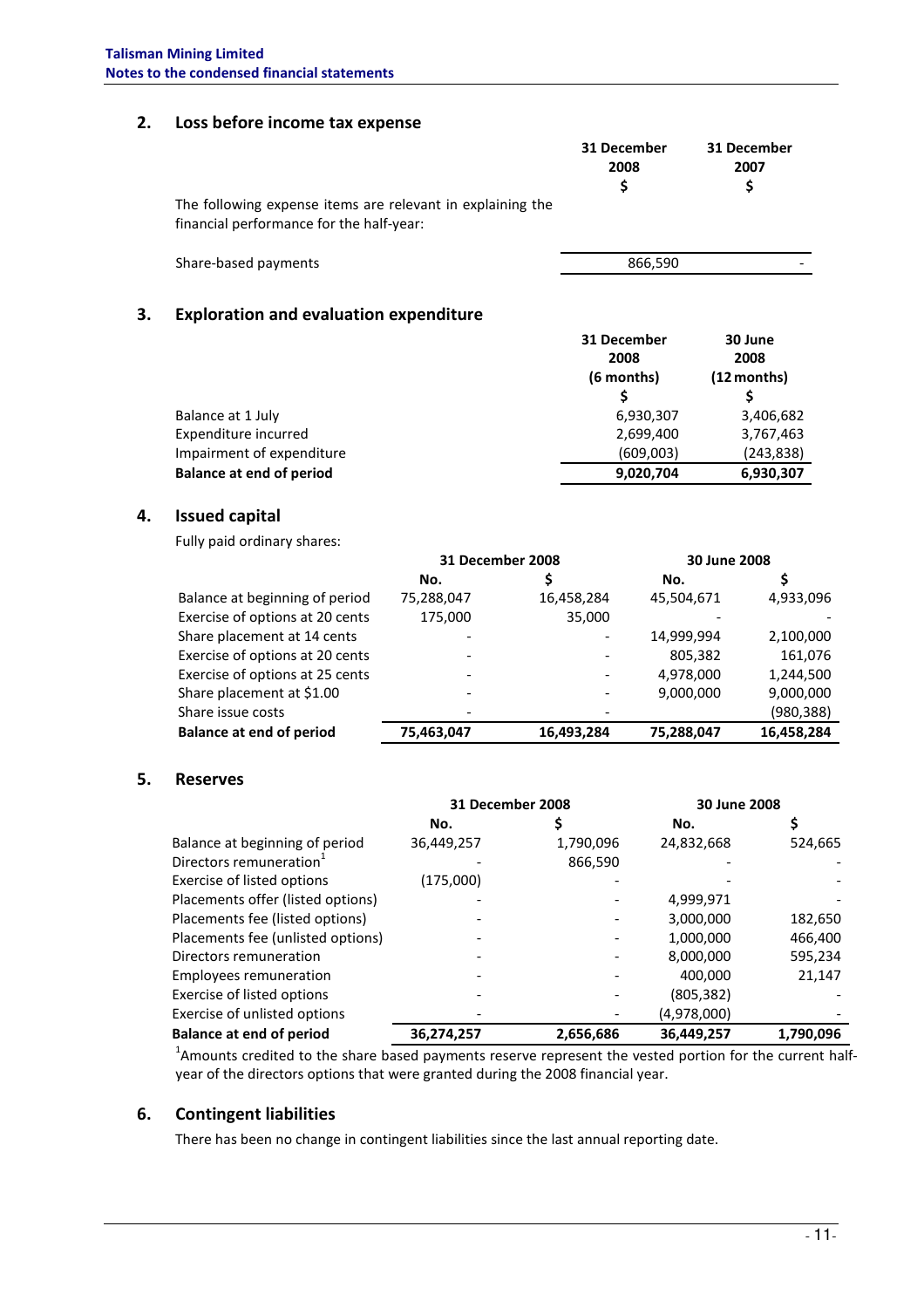## 2. Loss before income tax expense

| | 31 December 2008 $ | 31 December 2007 $ |
|---|---|---|
| The following expense items are relevant in explaining the financial performance for the half-year: | | |
| Share-based payments | 866,590 | - |

## 3. Exploration and evaluation expenditure

| | 31 December 2008 (6 months) $ | 30 June 2008 (12 months) $ |
|---|---|---|
| Balance at 1 July | 6,930,307 | 3,406,682 |
| Expenditure incurred | 2,699,400 | 3,767,463 |
| Impairment of expenditure | (609,003) | (243,838) |
| **Balance at end of period** | **9,020,704** | **6,930,307** |

## 4. Issued capital

Fully paid ordinary shares:

| | 31 December 2008 | | 30 June 2008 | |
|---|---|---|---|---|
| | No. | $ | No. | $ |
| Balance at beginning of period | 75,288,047 | 16,458,284 | 45,504,671 | 4,933,096 |
| Exercise of options at 20 cents | 175,000 | 35,000 | - | - |
| Share placement at 14 cents | - | - | 14,999,994 | 2,100,000 |
| Exercise of options at 20 cents | - | - | 805,382 | 161,076 |
| Exercise of options at 25 cents | - | - | 4,978,000 | 1,244,500 |
| Share placement at $1.00 | - | - | 9,000,000 | 9,000,000 |
| Share issue costs | - | - | | (980,388) |
| **Balance at end of period** | **75,463,047** | **16,493,284** | **75,288,047** | **16,458,284** |

## 5. Reserves

| | 31 December 2008 | | 30 June 2008 | |
|---|---|---|---|---|
| | No. | $ | No. | $ |
| Balance at beginning of period | 36,449,257 | 1,790,096 | 24,832,668 | 524,665 |
| Directors remuneration[1] | - | 866,590 | - | - |
| Exercise of listed options | (175,000) | - | - | - |
| Placements offer (listed options) | - | - | 4,999,971 | - |
| Placements fee (listed options) | - | - | 3,000,000 | 182,650 |
| Placements fee (unlisted options) | - | - | 1,000,000 | 466,400 |
| Directors remuneration | - | - | 8,000,000 | 595,234 |
| Employees remuneration | - | - | 400,000 | 21,147 |
| Exercise of listed options | - | - | (805,382) | - |
| Exercise of unlisted options | - | - | (4,978,000) | - |
| **Balance at end of period** | **36,274,257** | **2,656,686** | **36,449,257** | **1,790,096** |

[1]Amounts credited to the share based payments reserve represent the vested portion for the current half-year of the directors options that were granted during the 2008 financial year.

## 6. Contingent liabilities

There has been no change in contingent liabilities since the last annual reporting date.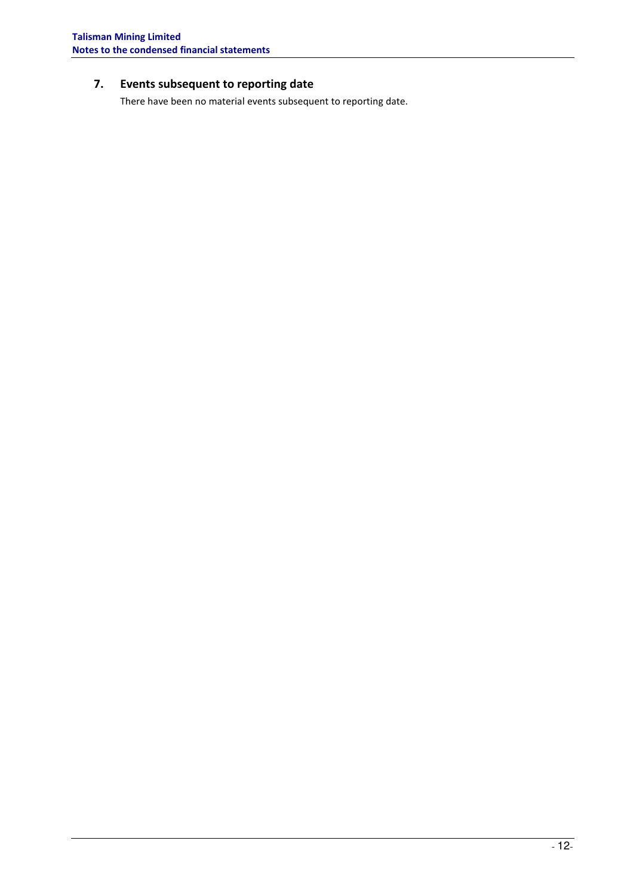## 7. Events subsequent to reporting date

There have been no material events subsequent to reporting date.